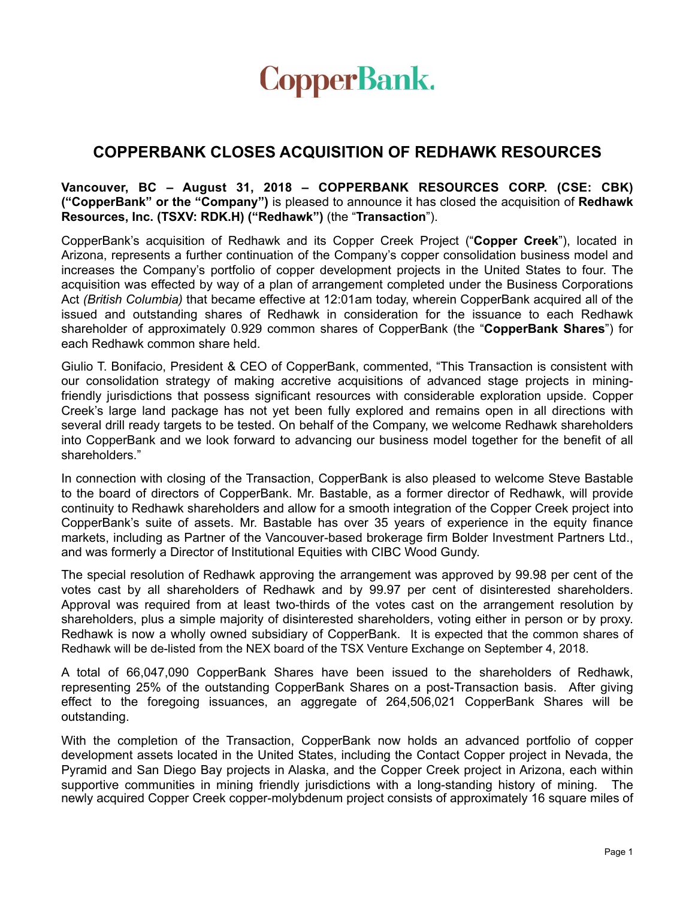CopperBank.

# COPPERBANK CLOSES ACQUISITION OF REDHAWK RESOURCES

**Vancouver, BC – August 31, 2018 – COPPERBANK RESOURCES CORP. (CSE: CBK) ("CopperBank" or the "Company")** is pleased to announce it has closed the acquisition of **Redhawk Resources, Inc. (TSXV: RDK.H) ("Redhawk")** (the "**Transaction**").

CopperBank's acquisition of Redhawk and its Copper Creek Project ("**Copper Creek**"), located in Arizona, represents a further continuation of the Company's copper consolidation business model and increases the Company's portfolio of copper development projects in the United States to four. The acquisition was effected by way of a plan of arrangement completed under the Business Corporations Act *(British Columbia)* that became effective at 12:01am today, wherein CopperBank acquired all of the issued and outstanding shares of Redhawk in consideration for the issuance to each Redhawk shareholder of approximately 0.929 common shares of CopperBank (the "**CopperBank Shares**") for each Redhawk common share held.

Giulio T. Bonifacio, President & CEO of CopperBank, commented, "This Transaction is consistent with our consolidation strategy of making accretive acquisitions of advanced stage projects in mining-friendly jurisdictions that possess significant resources with considerable exploration upside. Copper Creek's large land package has not yet been fully explored and remains open in all directions with several drill ready targets to be tested. On behalf of the Company, we welcome Redhawk shareholders into CopperBank and we look forward to advancing our business model together for the benefit of all shareholders."

In connection with closing of the Transaction, CopperBank is also pleased to welcome Steve Bastable to the board of directors of CopperBank. Mr. Bastable, as a former director of Redhawk, will provide continuity to Redhawk shareholders and allow for a smooth integration of the Copper Creek project into CopperBank's suite of assets. Mr. Bastable has over 35 years of experience in the equity finance markets, including as Partner of the Vancouver-based brokerage firm Bolder Investment Partners Ltd., and was formerly a Director of Institutional Equities with CIBC Wood Gundy.

The special resolution of Redhawk approving the arrangement was approved by 99.98 per cent of the votes cast by all shareholders of Redhawk and by 99.97 per cent of disinterested shareholders. Approval was required from at least two-thirds of the votes cast on the arrangement resolution by shareholders, plus a simple majority of disinterested shareholders, voting either in person or by proxy. Redhawk is now a wholly owned subsidiary of CopperBank. It is expected that the common shares of Redhawk will be de-listed from the NEX board of the TSX Venture Exchange on September 4, 2018.

A total of 66,047,090 CopperBank Shares have been issued to the shareholders of Redhawk, representing 25% of the outstanding CopperBank Shares on a post-Transaction basis. After giving effect to the foregoing issuances, an aggregate of 264,506,021 CopperBank Shares will be outstanding.

With the completion of the Transaction, CopperBank now holds an advanced portfolio of copper development assets located in the United States, including the Contact Copper project in Nevada, the Pyramid and San Diego Bay projects in Alaska, and the Copper Creek project in Arizona, each within supportive communities in mining friendly jurisdictions with a long-standing history of mining. The newly acquired Copper Creek copper-molybdenum project consists of approximately 16 square miles of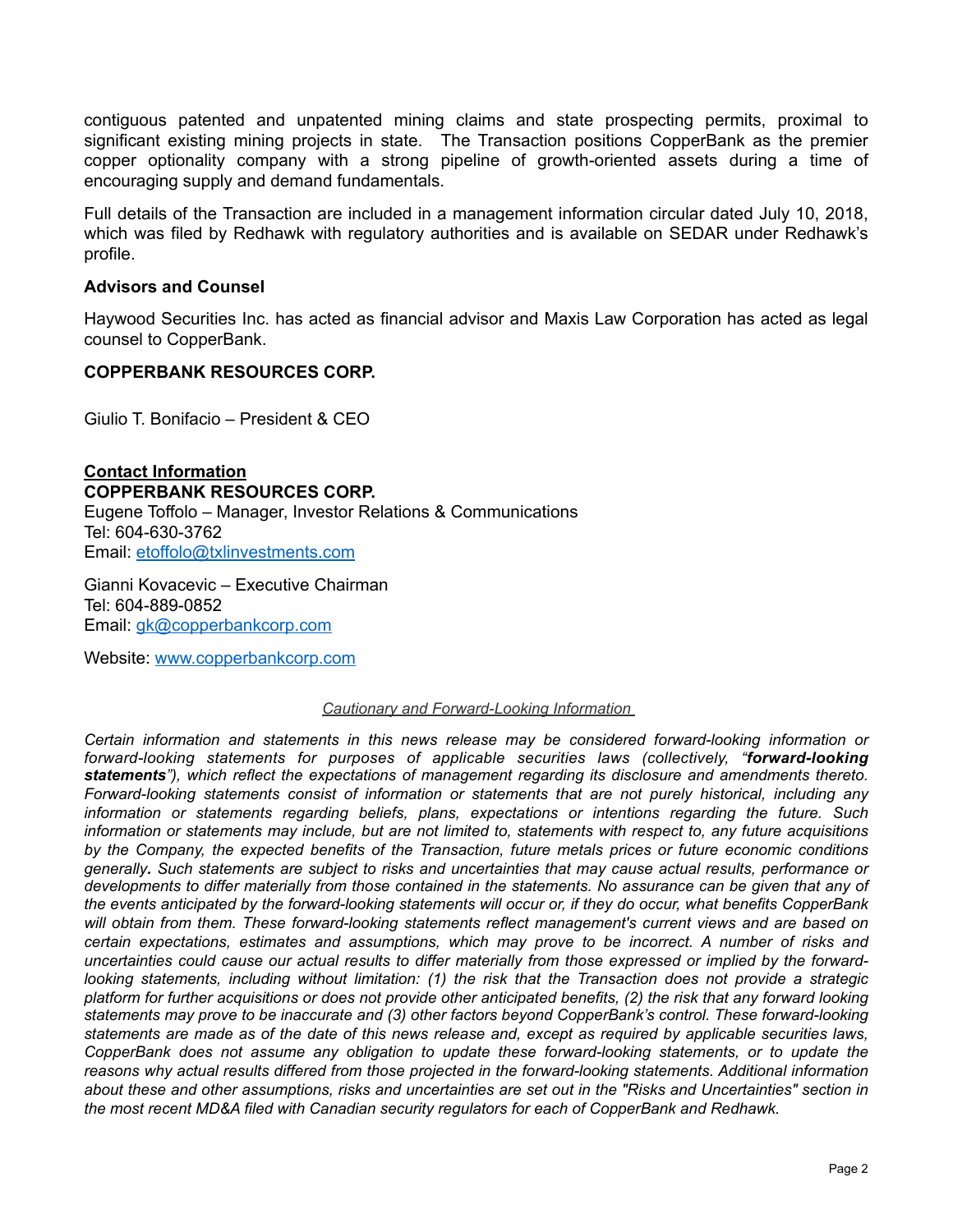contiguous patented and unpatented mining claims and state prospecting permits, proximal to significant existing mining projects in state. The Transaction positions CopperBank as the premier copper optionality company with a strong pipeline of growth-oriented assets during a time of encouraging supply and demand fundamentals.

Full details of the Transaction are included in a management information circular dated July 10, 2018, which was filed by Redhawk with regulatory authorities and is available on SEDAR under Redhawk's profile.

**Advisors and Counsel**

Haywood Securities Inc. has acted as financial advisor and Maxis Law Corporation has acted as legal counsel to CopperBank.

**COPPERBANK RESOURCES CORP.**

Giulio T. Bonifacio – President & CEO

**Contact Information**
**COPPERBANK RESOURCES CORP.**
Eugene Toffolo – Manager, Investor Relations & Communications
Tel: 604-630-3762
Email: etoffolo@txlinvestments.com

Gianni Kovacevic – Executive Chairman
Tel: 604-889-0852
Email: gk@copperbankcorp.com

Website: www.copperbankcorp.com

*Cautionary and Forward-Looking Information*

*Certain information and statements in this news release may be considered forward-looking information or forward-looking statements for purposes of applicable securities laws (collectively, "**forward-looking statements**"), which reflect the expectations of management regarding its disclosure and amendments thereto. Forward-looking statements consist of information or statements that are not purely historical, including any information or statements regarding beliefs, plans, expectations or intentions regarding the future. Such information or statements may include, but are not limited to, statements with respect to, any future acquisitions by the Company, the expected benefits of the Transaction, future metals prices or future economic conditions generally. Such statements are subject to risks and uncertainties that may cause actual results, performance or developments to differ materially from those contained in the statements. No assurance can be given that any of the events anticipated by the forward-looking statements will occur or, if they do occur, what benefits CopperBank will obtain from them. These forward-looking statements reflect management's current views and are based on certain expectations, estimates and assumptions, which may prove to be incorrect. A number of risks and uncertainties could cause our actual results to differ materially from those expressed or implied by the forward-looking statements, including without limitation: (1) the risk that the Transaction does not provide a strategic platform for further acquisitions or does not provide other anticipated benefits, (2) the risk that any forward looking statements may prove to be inaccurate and (3) other factors beyond CopperBank's control. These forward-looking statements are made as of the date of this news release and, except as required by applicable securities laws, CopperBank does not assume any obligation to update these forward-looking statements, or to update the reasons why actual results differed from those projected in the forward-looking statements. Additional information about these and other assumptions, risks and uncertainties are set out in the "Risks and Uncertainties" section in the most recent MD&A filed with Canadian security regulators for each of CopperBank and Redhawk.*